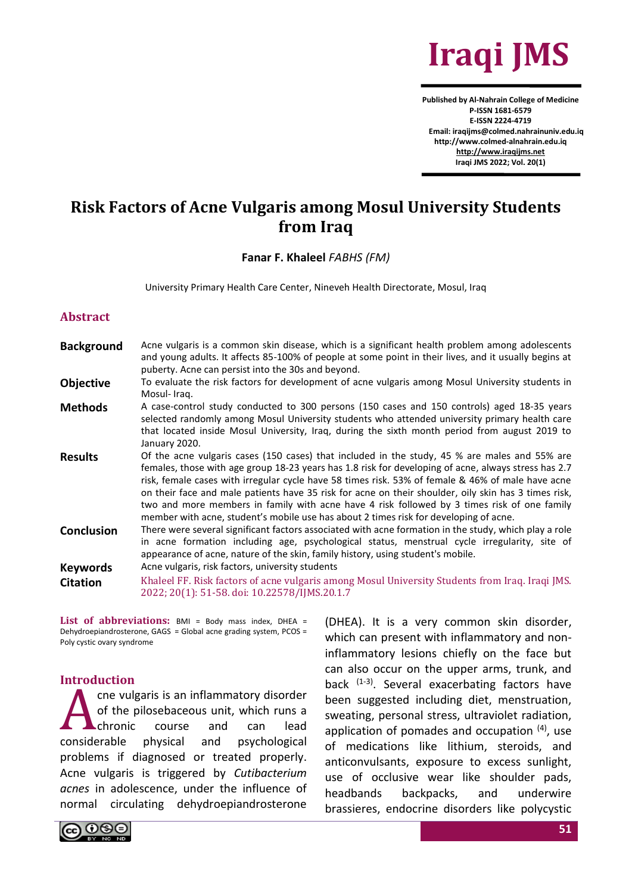# Risk Factors of Acne Vulgaris among Mosul University Students from Iraq

**Fanar F. Khaleel** *FABHS (FM)*

University Primary Health Care Center, Nineveh Health Directorate, Mosul, Iraq

## Abstract

**Background** Acne vulgaris is a common skin disease, which is a significant health problem among adolescents and young adults. It affects 85-100% of people at some point in their lives, and it usually begins at puberty. Acne can persist into the 30s and beyond.

**Objective** To evaluate the risk factors for development of acne vulgaris among Mosul University students in Mosul- Iraq.

**Methods** A case-control study conducted to 300 persons (150 cases and 150 controls) aged 18-35 years selected randomly among Mosul University students who attended university primary health care that located inside Mosul University, Iraq, during the sixth month period from august 2019 to January 2020.

**Results** Of the acne vulgaris cases (150 cases) that included in the study, 45 % are males and 55% are females, those with age group 18-23 years has 1.8 risk for developing of acne, always stress has 2.7 risk, female cases with irregular cycle have 58 times risk. 53% of female & 46% of male have acne on their face and male patients have 35 risk for acne on their shoulder, oily skin has 3 times risk, two and more members in family with acne have 4 risk followed by 3 times risk of one family member with acne, student's mobile use has about 2 times risk for developing of acne.

**Conclusion** There were several significant factors associated with acne formation in the study, which play a role in acne formation including age, psychological status, menstrual cycle irregularity, site of appearance of acne, nature of the skin, family history, using student's mobile.

**Keywords** Acne vulgaris, risk factors, university students

**Citation** Khaleel FF. Risk factors of acne vulgaris among Mosul University Students from Iraq. Iraqi JMS. 2022; 20(1): 51-58. doi: 10.22578/IJMS.20.1.7

**List of abbreviations:** BMI = Body mass index, DHEA = Dehydroepiandrosterone, GAGS = Global acne grading system, PCOS = Poly cystic ovary syndrome

## Introduction

Acne vulgaris is an inflammatory disorder of the pilosebaceous unit, which runs a chronic course and can lead considerable physical and psychological problems if diagnosed or treated properly. Acne vulgaris is triggered by *Cutibacterium acnes* in adolescence, under the influence of normal circulating dehydroepiandrosterone (DHEA). It is a very common skin disorder, which can present with inflammatory and non-inflammatory lesions chiefly on the face but can also occur on the upper arms, trunk, and back [1-3]. Several exacerbating factors have been suggested including diet, menstruation, sweating, personal stress, ultraviolet radiation, application of pomades and occupation [4], use of medications like lithium, steroids, and anticonvulsants, exposure to excess sunlight, use of occlusive wear like shoulder pads, headbands backpacks, and underwire brassieres, endocrine disorders like polycystic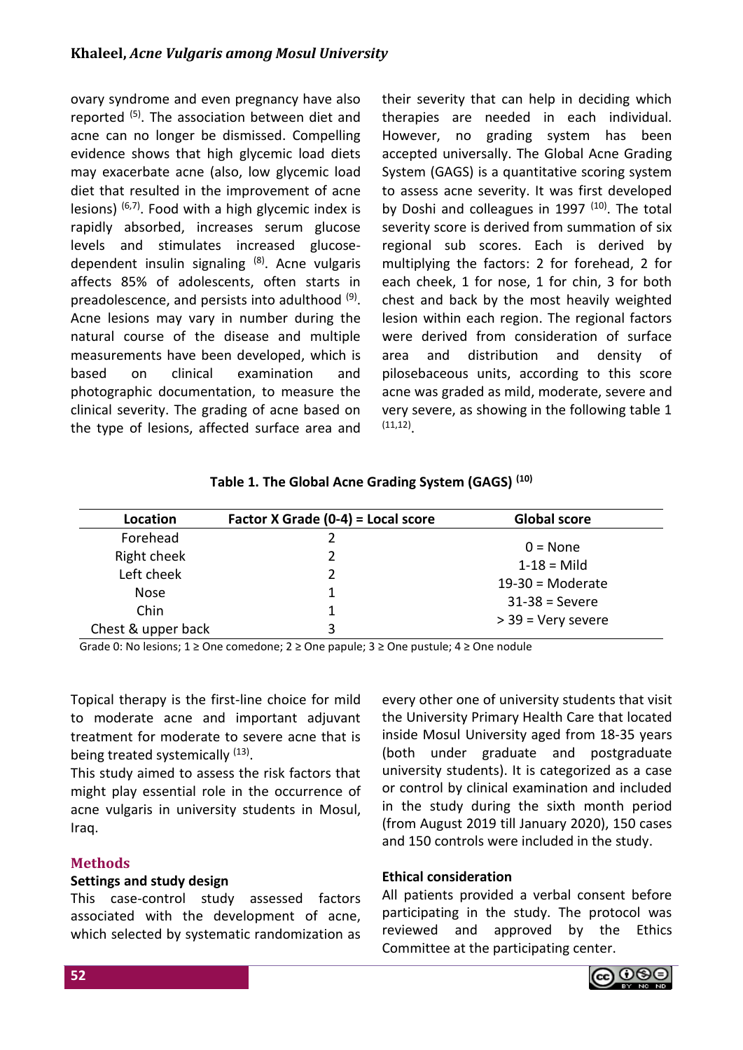ovary syndrome and even pregnancy have also reported [5]. The association between diet and acne can no longer be dismissed. Compelling evidence shows that high glycemic load diets may exacerbate acne (also, low glycemic load diet that resulted in the improvement of acne lesions) [6,7]. Food with a high glycemic index is rapidly absorbed, increases serum glucose levels and stimulates increased glucose-dependent insulin signaling [8]. Acne vulgaris affects 85% of adolescents, often starts in preadolescence, and persists into adulthood [9]. Acne lesions may vary in number during the natural course of the disease and multiple measurements have been developed, which is based on clinical examination and photographic documentation, to measure the clinical severity. The grading of acne based on the type of lesions, affected surface area and their severity that can help in deciding which therapies are needed in each individual. However, no grading system has been accepted universally. The Global Acne Grading System (GAGS) is a quantitative scoring system to assess acne severity. It was first developed by Doshi and colleagues in 1997 [10]. The total severity score is derived from summation of six regional sub scores. Each is derived by multiplying the factors: 2 for forehead, 2 for each cheek, 1 for nose, 1 for chin, 3 for both chest and back by the most heavily weighted lesion within each region. The regional factors were derived from consideration of surface area and distribution and density of pilosebaceous units, according to this score acne was graded as mild, moderate, severe and very severe, as showing in the following table 1 [11,12].

**Table 1. The Global Acne Grading System (GAGS) [10]**

| Location | Factor X Grade (0-4) = Local score | Global score |
|---|---|---|
| Forehead | 2 | 0 = None |
| Right cheek | 2 | 1-18 = Mild |
| Left cheek | 2 | 19-30 = Moderate |
| Nose | 1 | 31-38 = Severe |
| Chin | 1 | > 39 = Very severe |
| Chest & upper back | 3 | |

Grade 0: No lesions; 1 ≥ One comedone; 2 ≥ One papule; 3 ≥ One pustule; 4 ≥ One nodule

Topical therapy is the first-line choice for mild to moderate acne and important adjuvant treatment for moderate to severe acne that is being treated systemically [13].

This study aimed to assess the risk factors that might play essential role in the occurrence of acne vulgaris in university students in Mosul, Iraq.

## Methods

### Settings and study design

This case-control study assessed factors associated with the development of acne, which selected by systematic randomization as every other one of university students that visit the University Primary Health Care that located inside Mosul University aged from 18-35 years (both under graduate and postgraduate university students). It is categorized as a case or control by clinical examination and included in the study during the sixth month period (from August 2019 till January 2020), 150 cases and 150 controls were included in the study.

### Ethical consideration

All patients provided a verbal consent before participating in the study. The protocol was reviewed and approved by the Ethics Committee at the participating center.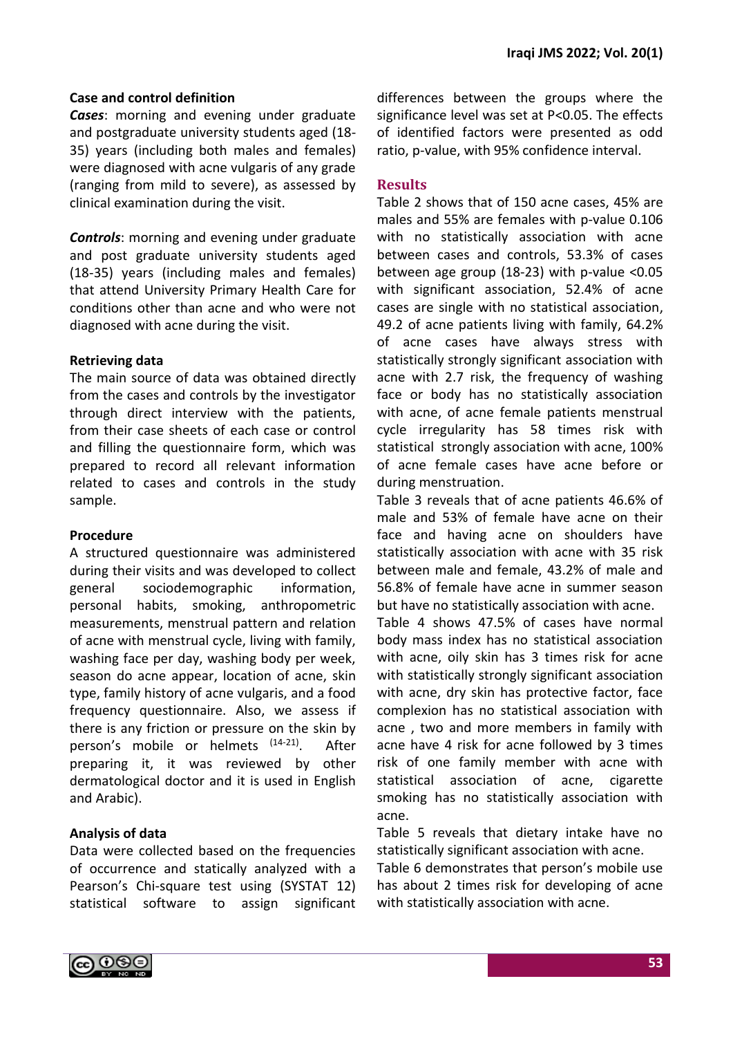### Case and control definition

***Cases***: morning and evening under graduate and postgraduate university students aged (18-35) years (including both males and females) were diagnosed with acne vulgaris of any grade (ranging from mild to severe), as assessed by clinical examination during the visit.

***Controls***: morning and evening under graduate and post graduate university students aged (18-35) years (including males and females) that attend University Primary Health Care for conditions other than acne and who were not diagnosed with acne during the visit.

### Retrieving data

The main source of data was obtained directly from the cases and controls by the investigator through direct interview with the patients, from their case sheets of each case or control and filling the questionnaire form, which was prepared to record all relevant information related to cases and controls in the study sample.

### Procedure

A structured questionnaire was administered during their visits and was developed to collect general sociodemographic information, personal habits, smoking, anthropometric measurements, menstrual pattern and relation of acne with menstrual cycle, living with family, washing face per day, washing body per week, season do acne appear, location of acne, skin type, family history of acne vulgaris, and a food frequency questionnaire. Also, we assess if there is any friction or pressure on the skin by person's mobile or helmets [14-21]. After preparing it, it was reviewed by other dermatological doctor and it is used in English and Arabic).

### Analysis of data

Data were collected based on the frequencies of occurrence and statically analyzed with a Pearson's Chi-square test using (SYSTAT 12) statistical software to assign significant differences between the groups where the significance level was set at P<0.05. The effects of identified factors were presented as odd ratio, p-value, with 95% confidence interval.

## Results

Table 2 shows that of 150 acne cases, 45% are males and 55% are females with p-value 0.106 with no statistically association with acne between cases and controls, 53.3% of cases between age group (18-23) with p-value <0.05 with significant association, 52.4% of acne cases are single with no statistical association, 49.2 of acne patients living with family, 64.2% of acne cases have always stress with statistically strongly significant association with acne with 2.7 risk, the frequency of washing face or body has no statistically association with acne, of acne female patients menstrual cycle irregularity has 58 times risk with statistical strongly association with acne, 100% of acne female cases have acne before or during menstruation.

Table 3 reveals that of acne patients 46.6% of male and 53% of female have acne on their face and having acne on shoulders have statistically association with acne with 35 risk between male and female, 43.2% of male and 56.8% of female have acne in summer season but have no statistically association with acne.

Table 4 shows 47.5% of cases have normal body mass index has no statistical association with acne, oily skin has 3 times risk for acne with statistically strongly significant association with acne, dry skin has protective factor, face complexion has no statistical association with acne , two and more members in family with acne have 4 risk for acne followed by 3 times risk of one family member with acne with statistical association of acne, cigarette smoking has no statistically association with acne.

Table 5 reveals that dietary intake have no statistically significant association with acne.

Table 6 demonstrates that person's mobile use has about 2 times risk for developing of acne with statistically association with acne.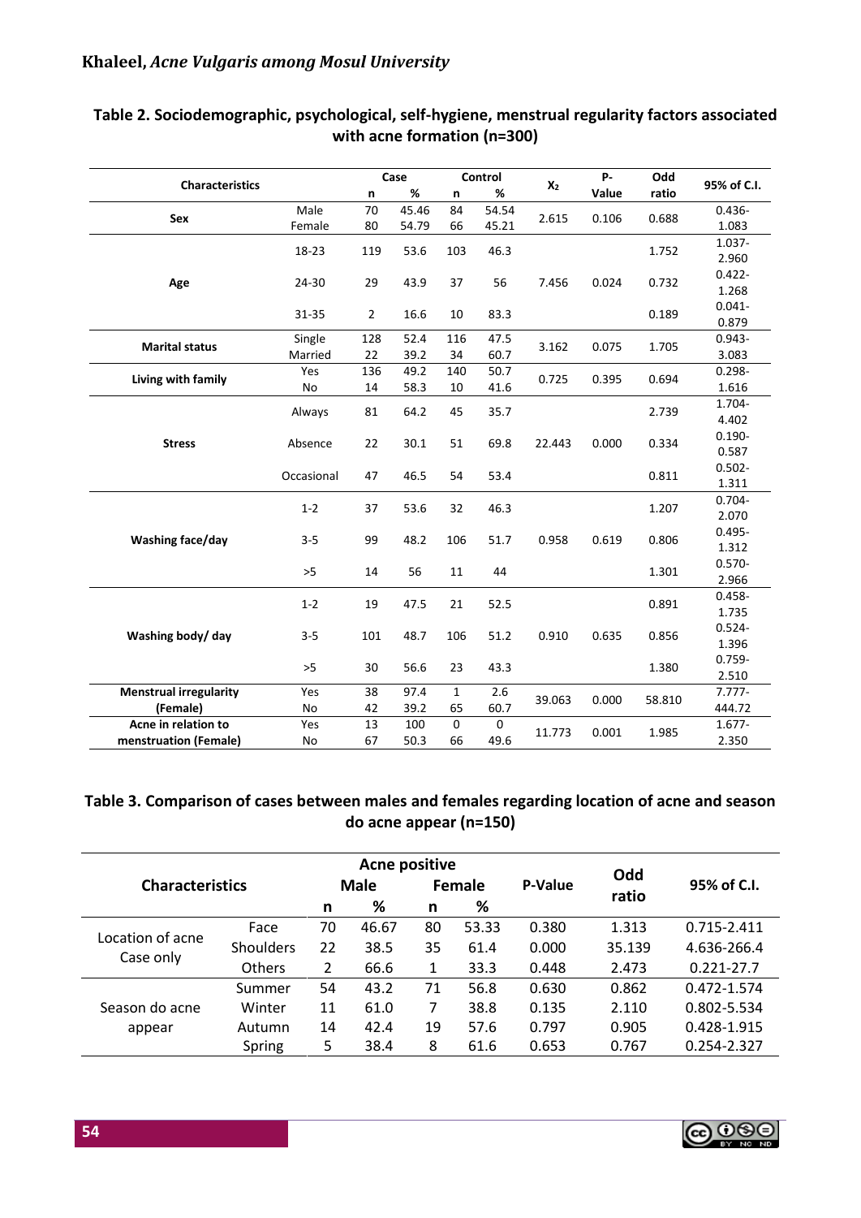**Table 2. Sociodemographic, psychological, self-hygiene, menstrual regularity factors associated with acne formation (n=300)**

| Characteristics | | Case n | Case % | Control n | Control % | $X_2$ | P-Value | Odd ratio | 95% of C.I. |
|---|---|---|---|---|---|---|---|---|---|
| **Sex** | Male | 70 | 45.46 | 84 | 54.54 | 2.615 | 0.106 | 0.688 | 0.436-1.083 |
| | Female | 80 | 54.79 | 66 | 45.21 | | | | |
| **Age** | 18-23 | 119 | 53.6 | 103 | 46.3 | 7.456 | 0.024 | 1.752 | 1.037-2.960 |
| | 24-30 | 29 | 43.9 | 37 | 56 | | | 0.732 | 0.422-1.268 |
| | 31-35 | 2 | 16.6 | 10 | 83.3 | | | 0.189 | 0.041-0.879 |
| **Marital status** | Single | 128 | 52.4 | 116 | 47.5 | 3.162 | 0.075 | 1.705 | 0.943-3.083 |
| | Married | 22 | 39.2 | 34 | 60.7 | | | | |
| **Living with family** | Yes | 136 | 49.2 | 140 | 50.7 | 0.725 | 0.395 | 0.694 | 0.298-1.616 |
| | No | 14 | 58.3 | 10 | 41.6 | | | | |
| **Stress** | Always | 81 | 64.2 | 45 | 35.7 | 22.443 | 0.000 | 2.739 | 1.704-4.402 |
| | Absence | 22 | 30.1 | 51 | 69.8 | | | 0.334 | 0.190-0.587 |
| | Occasional | 47 | 46.5 | 54 | 53.4 | | | 0.811 | 0.502-1.311 |
| **Washing face/day** | 1-2 | 37 | 53.6 | 32 | 46.3 | 0.958 | 0.619 | 1.207 | 0.704-2.070 |
| | 3-5 | 99 | 48.2 | 106 | 51.7 | | | 0.806 | 0.495-1.312 |
| | >5 | 14 | 56 | 11 | 44 | | | 1.301 | 0.570-2.966 |
| **Washing body/ day** | 1-2 | 19 | 47.5 | 21 | 52.5 | 0.910 | 0.635 | 0.891 | 0.458-1.735 |
| | 3-5 | 101 | 48.7 | 106 | 51.2 | | | 0.856 | 0.524-1.396 |
| | >5 | 30 | 56.6 | 23 | 43.3 | | | 1.380 | 0.759-2.510 |
| **Menstrual irregularity (Female)** | Yes | 38 | 97.4 | 1 | 2.6 | 39.063 | 0.000 | 58.810 | 7.777-444.72 |
| | No | 42 | 39.2 | 65 | 60.7 | | | | |
| **Acne in relation to menstruation (Female)** | Yes | 13 | 100 | 0 | 0 | 11.773 | 0.001 | 1.985 | 1.677-2.350 |
| | No | 67 | 50.3 | 66 | 49.6 | | | | |

**Table 3. Comparison of cases between males and females regarding location of acne and season do acne appear (n=150)**

| Characteristics | | Acne positive Male n | Male % | Female n | Female % | P-Value | Odd ratio | 95% of C.I. |
|---|---|---|---|---|---|---|---|---|
| Location of acne Case only | Face | 70 | 46.67 | 80 | 53.33 | 0.380 | 1.313 | 0.715-2.411 |
| | Shoulders | 22 | 38.5 | 35 | 61.4 | 0.000 | 35.139 | 4.636-266.4 |
| | Others | 2 | 66.6 | 1 | 33.3 | 0.448 | 2.473 | 0.221-27.7 |
| Season do acne appear | Summer | 54 | 43.2 | 71 | 56.8 | 0.630 | 0.862 | 0.472-1.574 |
| | Winter | 11 | 61.0 | 7 | 38.8 | 0.135 | 2.110 | 0.802-5.534 |
| | Autumn | 14 | 42.4 | 19 | 57.6 | 0.797 | 0.905 | 0.428-1.915 |
| | Spring | 5 | 38.4 | 8 | 61.6 | 0.653 | 0.767 | 0.254-2.327 |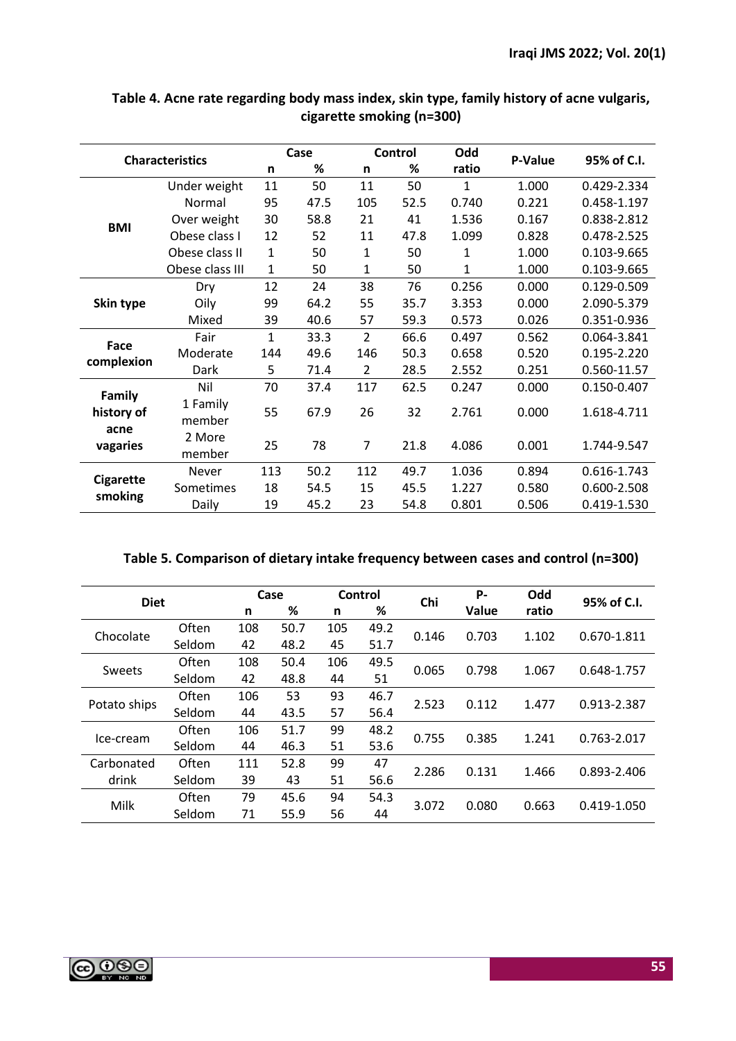**Table 4. Acne rate regarding body mass index, skin type, family history of acne vulgaris, cigarette smoking (n=300)**

| Characteristics | | Case | | Control | | Odd ratio | P-Value | 95% of C.I. |
|---|---|---|---|---|---|---|---|---|
| | | n | % | n | % | | | |
| BMI | Under weight | 11 | 50 | 11 | 50 | 1 | 1.000 | 0.429-2.334 |
| | Normal | 95 | 47.5 | 105 | 52.5 | 0.740 | 0.221 | 0.458-1.197 |
| | Over weight | 30 | 58.8 | 21 | 41 | 1.536 | 0.167 | 0.838-2.812 |
| | Obese class I | 12 | 52 | 11 | 47.8 | 1.099 | 0.828 | 0.478-2.525 |
| | Obese class II | 1 | 50 | 1 | 50 | 1 | 1.000 | 0.103-9.665 |
| | Obese class III | 1 | 50 | 1 | 50 | 1 | 1.000 | 0.103-9.665 |
| Skin type | Dry | 12 | 24 | 38 | 76 | 0.256 | 0.000 | 0.129-0.509 |
| | Oily | 99 | 64.2 | 55 | 35.7 | 3.353 | 0.000 | 2.090-5.379 |
| | Mixed | 39 | 40.6 | 57 | 59.3 | 0.573 | 0.026 | 0.351-0.936 |
| Face complexion | Fair | 1 | 33.3 | 2 | 66.6 | 0.497 | 0.562 | 0.064-3.841 |
| | Moderate | 144 | 49.6 | 146 | 50.3 | 0.658 | 0.520 | 0.195-2.220 |
| | Dark | 5 | 71.4 | 2 | 28.5 | 2.552 | 0.251 | 0.560-11.57 |
| Family history of acne vagaries | Nil | 70 | 37.4 | 117 | 62.5 | 0.247 | 0.000 | 0.150-0.407 |
| | 1 Family member | 55 | 67.9 | 26 | 32 | 2.761 | 0.000 | 1.618-4.711 |
| | 2 More member | 25 | 78 | 7 | 21.8 | 4.086 | 0.001 | 1.744-9.547 |
| Cigarette smoking | Never | 113 | 50.2 | 112 | 49.7 | 1.036 | 0.894 | 0.616-1.743 |
| | Sometimes | 18 | 54.5 | 15 | 45.5 | 1.227 | 0.580 | 0.600-2.508 |
| | Daily | 19 | 45.2 | 23 | 54.8 | 0.801 | 0.506 | 0.419-1.530 |

**Table 5. Comparison of dietary intake frequency between cases and control (n=300)**

| Diet | | Case | | Control | | Chi | P-Value | Odd ratio | 95% of C.I. |
|---|---|---|---|---|---|---|---|---|---|
| | | n | % | n | % | | | | |
| Chocolate | Often | 108 | 50.7 | 105 | 49.2 | 0.146 | 0.703 | 1.102 | 0.670-1.811 |
| | Seldom | 42 | 48.2 | 45 | 51.7 | | | | |
| Sweets | Often | 108 | 50.4 | 106 | 49.5 | 0.065 | 0.798 | 1.067 | 0.648-1.757 |
| | Seldom | 42 | 48.8 | 44 | 51 | | | | |
| Potato ships | Often | 106 | 53 | 93 | 46.7 | 2.523 | 0.112 | 1.477 | 0.913-2.387 |
| | Seldom | 44 | 43.5 | 57 | 56.4 | | | | |
| Ice-cream | Often | 106 | 51.7 | 99 | 48.2 | 0.755 | 0.385 | 1.241 | 0.763-2.017 |
| | Seldom | 44 | 46.3 | 51 | 53.6 | | | | |
| Carbonated drink | Often | 111 | 52.8 | 99 | 47 | 2.286 | 0.131 | 1.466 | 0.893-2.406 |
| | Seldom | 39 | 43 | 51 | 56.6 | | | | |
| Milk | Often | 79 | 45.6 | 94 | 54.3 | 3.072 | 0.080 | 0.663 | 0.419-1.050 |
| | Seldom | 71 | 55.9 | 56 | 44 | | | | |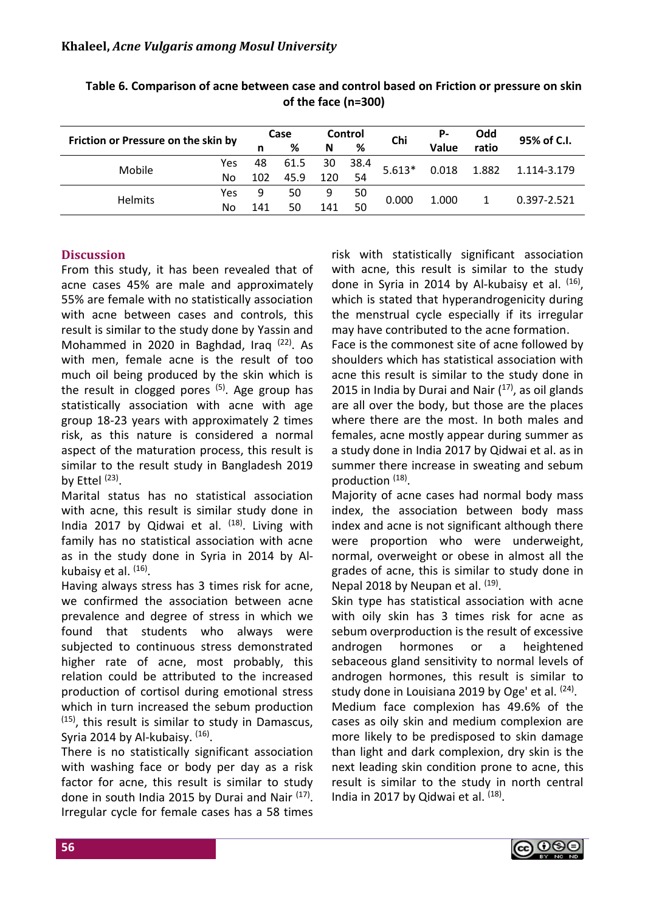**Table 6. Comparison of acne between case and control based on Friction or pressure on skin of the face (n=300)**

| Friction or Pressure on the skin by | | Case | | Control | | Chi | P-Value | Odd ratio | 95% of C.I. |
|---|---|---|---|---|---|---|---|---|---|
| | | n | % | N | % | | | | |
| Mobile | Yes | 48 | 61.5 | 30 | 38.4 | 5.613* | 0.018 | 1.882 | 1.114-3.179 |
| | No | 102 | 45.9 | 120 | 54 | | | | |
| Helmits | Yes | 9 | 50 | 9 | 50 | 0.000 | 1.000 | 1 | 0.397-2.521 |
| | No | 141 | 50 | 141 | 50 | | | | |

## Discussion

From this study, it has been revealed that of acne cases 45% are male and approximately 55% are female with no statistically association with acne between cases and controls, this result is similar to the study done by Yassin and Mohammed in 2020 in Baghdad, Iraq [22]. As with men, female acne is the result of too much oil being produced by the skin which is the result in clogged pores [5]. Age group has statistically association with acne with age group 18-23 years with approximately 2 times risk, as this nature is considered a normal aspect of the maturation process, this result is similar to the result study in Bangladesh 2019 by Ettel [23].

Marital status has no statistical association with acne, this result is similar study done in India 2017 by Qidwai et al. [18]. Living with family has no statistical association with acne as in the study done in Syria in 2014 by Al-kubaisy et al. [16].

Having always stress has 3 times risk for acne, we confirmed the association between acne prevalence and degree of stress in which we found that students who always were subjected to continuous stress demonstrated higher rate of acne, most probably, this relation could be attributed to the increased production of cortisol during emotional stress which in turn increased the sebum production [15], this result is similar to study in Damascus, Syria 2014 by Al-kubaisy. [16].

There is no statistically significant association with washing face or body per day as a risk factor for acne, this result is similar to study done in south India 2015 by Durai and Nair [17]. Irregular cycle for female cases has a 58 times risk with statistically significant association with acne, this result is similar to the study done in Syria in 2014 by Al-kubaisy et al. [16], which is stated that hyperandrogenicity during the menstrual cycle especially if its irregular may have contributed to the acne formation.

Face is the commonest site of acne followed by shoulders which has statistical association with acne this result is similar to the study done in 2015 in India by Durai and Nair ([17]), as oil glands are all over the body, but those are the places where there are the most. In both males and females, acne mostly appear during summer as a study done in India 2017 by Qidwai et al. as in summer there increase in sweating and sebum production [18].

Majority of acne cases had normal body mass index, the association between body mass index and acne is not significant although there were proportion who were underweight, normal, overweight or obese in almost all the grades of acne, this is similar to study done in Nepal 2018 by Neupan et al. [19].

Skin type has statistical association with acne with oily skin has 3 times risk for acne as sebum overproduction is the result of excessive androgen hormones or a heightened sebaceous gland sensitivity to normal levels of androgen hormones, this result is similar to study done in Louisiana 2019 by Oge' et al. [24].

Medium face complexion has 49.6% of the cases as oily skin and medium complexion are more likely to be predisposed to skin damage than light and dark complexion, dry skin is the next leading skin condition prone to acne, this result is similar to the study in north central India in 2017 by Qidwai et al. [18].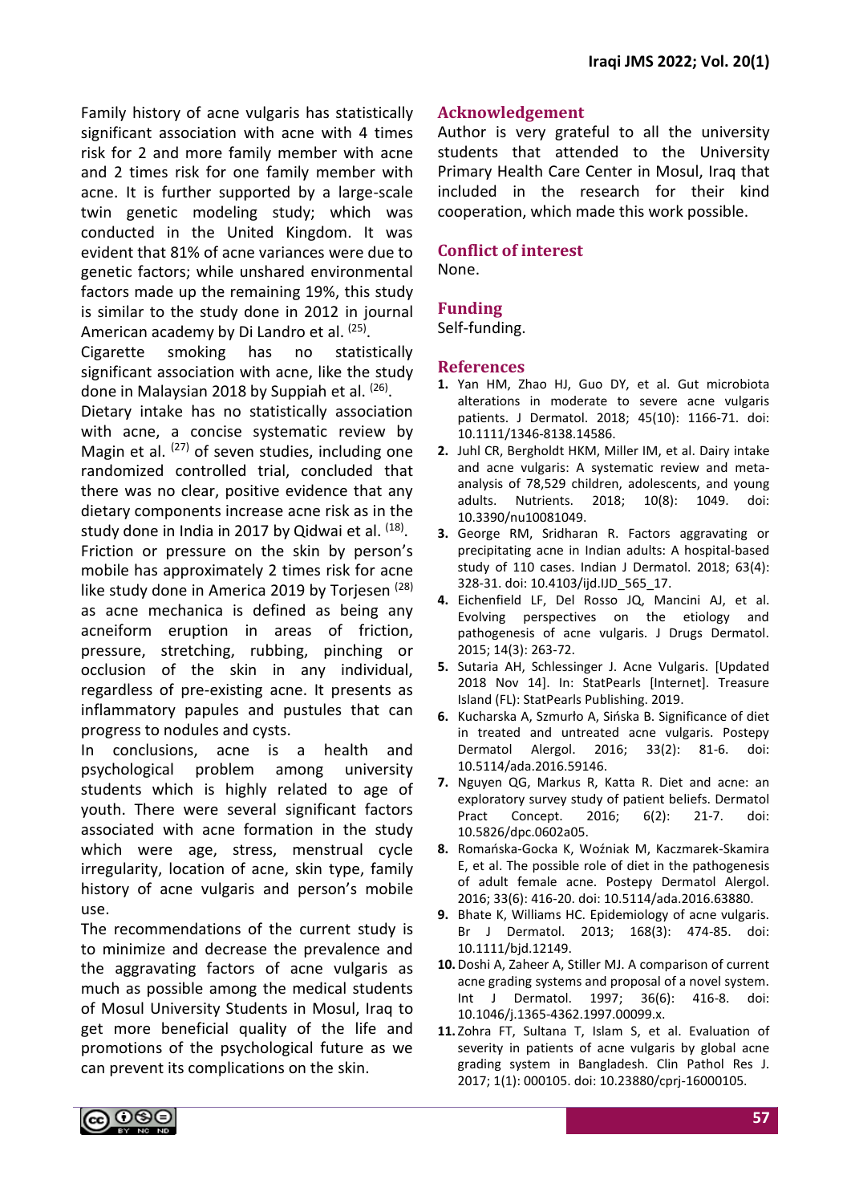Family history of acne vulgaris has statistically significant association with acne with 4 times risk for 2 and more family member with acne and 2 times risk for one family member with acne. It is further supported by a large-scale twin genetic modeling study; which was conducted in the United Kingdom. It was evident that 81% of acne variances were due to genetic factors; while unshared environmental factors made up the remaining 19%, this study is similar to the study done in 2012 in journal American academy by Di Landro et al. [25].

Cigarette smoking has no statistically significant association with acne, like the study done in Malaysian 2018 by Suppiah et al. [26].

Dietary intake has no statistically association with acne, a concise systematic review by Magin et al. [27] of seven studies, including one randomized controlled trial, concluded that there was no clear, positive evidence that any dietary components increase acne risk as in the study done in India in 2017 by Qidwai et al. [18].

Friction or pressure on the skin by person's mobile has approximately 2 times risk for acne like study done in America 2019 by Torjesen [28] as acne mechanica is defined as being any acneiform eruption in areas of friction, pressure, stretching, rubbing, pinching or occlusion of the skin in any individual, regardless of pre-existing acne. It presents as inflammatory papules and pustules that can progress to nodules and cysts.

In conclusions, acne is a health and psychological problem among university students which is highly related to age of youth. There were several significant factors associated with acne formation in the study which were age, stress, menstrual cycle irregularity, location of acne, skin type, family history of acne vulgaris and person's mobile use.

The recommendations of the current study is to minimize and decrease the prevalence and the aggravating factors of acne vulgaris as much as possible among the medical students of Mosul University Students in Mosul, Iraq to get more beneficial quality of the life and promotions of the psychological future as we can prevent its complications on the skin.

## Acknowledgement

Author is very grateful to all the university students that attended to the University Primary Health Care Center in Mosul, Iraq that included in the research for their kind cooperation, which made this work possible.

## Conflict of interest

None.

## Funding

Self-funding.

## References

1. Yan HM, Zhao HJ, Guo DY, et al. Gut microbiota alterations in moderate to severe acne vulgaris patients. J Dermatol. 2018; 45(10): 1166-71. doi: 10.1111/1346-8138.14586.
2. Juhl CR, Bergholdt HKM, Miller IM, et al. Dairy intake and acne vulgaris: A systematic review and meta-analysis of 78,529 children, adolescents, and young adults. Nutrients. 2018; 10(8): 1049. doi: 10.3390/nu10081049.
3. George RM, Sridharan R. Factors aggravating or precipitating acne in Indian adults: A hospital-based study of 110 cases. Indian J Dermatol. 2018; 63(4): 328-31. doi: 10.4103/ijd.IJD_565_17.
4. Eichenfield LF, Del Rosso JQ, Mancini AJ, et al. Evolving perspectives on the etiology and pathogenesis of acne vulgaris. J Drugs Dermatol. 2015; 14(3): 263-72.
5. Sutaria AH, Schlessinger J. Acne Vulgaris. [Updated 2018 Nov 14]. In: StatPearls [Internet]. Treasure Island (FL): StatPearls Publishing. 2019.
6. Kucharska A, Szmurło A, Sińska B. Significance of diet in treated and untreated acne vulgaris. Postepy Dermatol Alergol. 2016; 33(2): 81-6. doi: 10.5114/ada.2016.59146.
7. Nguyen QG, Markus R, Katta R. Diet and acne: an exploratory survey study of patient beliefs. Dermatol Pract Concept. 2016; 6(2): 21-7. doi: 10.5826/dpc.0602a05.
8. Romańska-Gocka K, Woźniak M, Kaczmarek-Skamira E, et al. The possible role of diet in the pathogenesis of adult female acne. Postepy Dermatol Alergol. 2016; 33(6): 416-20. doi: 10.5114/ada.2016.63880.
9. Bhate K, Williams HC. Epidemiology of acne vulgaris. Br J Dermatol. 2013; 168(3): 474-85. doi: 10.1111/bjd.12149.
10. Doshi A, Zaheer A, Stiller MJ. A comparison of current acne grading systems and proposal of a novel system. Int J Dermatol. 1997; 36(6): 416-8. doi: 10.1046/j.1365-4362.1997.00099.x.
11. Zohra FT, Sultana T, Islam S, et al. Evaluation of severity in patients of acne vulgaris by global acne grading system in Bangladesh. Clin Pathol Res J. 2017; 1(1): 000105. doi: 10.23880/cprj-16000105.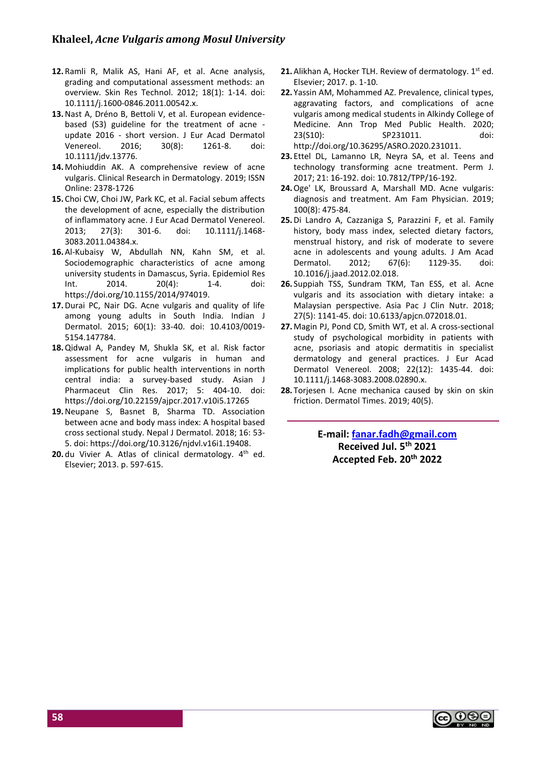12. Ramli R, Malik AS, Hani AF, et al. Acne analysis, grading and computational assessment methods: an overview. Skin Res Technol. 2012; 18(1): 1-14. doi: 10.1111/j.1600-0846.2011.00542.x.
13. Nast A, Dréno B, Bettoli V, et al. European evidence-based (S3) guideline for the treatment of acne - update 2016 - short version. J Eur Acad Dermatol Venereol. 2016; 30(8): 1261-8. doi: 10.1111/jdv.13776.
14. Mohiuddin AK. A comprehensive review of acne vulgaris. Clinical Research in Dermatology. 2019; ISSN Online: 2378-1726
15. Choi CW, Choi JW, Park KC, et al. Facial sebum affects the development of acne, especially the distribution of inflammatory acne. J Eur Acad Dermatol Venereol. 2013; 27(3): 301-6. doi: 10.1111/j.1468-3083.2011.04384.x.
16. Al-Kubaisy W, Abdullah NN, Kahn SM, et al. Sociodemographic characteristics of acne among university students in Damascus, Syria. Epidemiol Res Int. 2014. 20(4): 1-4. doi: https://doi.org/10.1155/2014/974019.
17. Durai PC, Nair DG. Acne vulgaris and quality of life among young adults in South India. Indian J Dermatol. 2015; 60(1): 33-40. doi: 10.4103/0019-5154.147784.
18. Qidwal A, Pandey M, Shukla SK, et al. Risk factor assessment for acne vulgaris in human and implications for public health interventions in north central india: a survey-based study. Asian J Pharmaceut Clin Res. 2017; 5: 404-10. doi: https://doi.org/10.22159/ajpcr.2017.v10i5.17265
19. Neupane S, Basnet B, Sharma TD. Association between acne and body mass index: A hospital based cross sectional study. Nepal J Dermatol. 2018; 16: 53-5. doi: https://doi.org/10.3126/njdvl.v16i1.19408.
20. du Vivier A. Atlas of clinical dermatology. 4th ed. Elsevier; 2013. p. 597-615.
21. Alikhan A, Hocker TLH. Review of dermatology. 1st ed. Elsevier; 2017. p. 1-10.
22. Yassin AM, Mohammed AZ. Prevalence, clinical types, aggravating factors, and complications of acne vulgaris among medical students in Alkindy College of Medicine. Ann Trop Med Public Health. 2020; 23(S10): SP231011. doi: http://doi.org/10.36295/ASRO.2020.231011.
23. Ettel DL, Lamanno LR, Neyra SA, et al. Teens and technology transforming acne treatment. Perm J. 2017; 21: 16-192. doi: 10.7812/TPP/16-192.
24. Oge' LK, Broussard A, Marshall MD. Acne vulgaris: diagnosis and treatment. Am Fam Physician. 2019; 100(8): 475-84.
25. Di Landro A, Cazzaniga S, Parazzini F, et al. Family history, body mass index, selected dietary factors, menstrual history, and risk of moderate to severe acne in adolescents and young adults. J Am Acad Dermatol. 2012; 67(6): 1129-35. doi: 10.1016/j.jaad.2012.02.018.
26. Suppiah TSS, Sundram TKM, Tan ESS, et al. Acne vulgaris and its association with dietary intake: a Malaysian perspective. Asia Pac J Clin Nutr. 2018; 27(5): 1141-45. doi: 10.6133/apjcn.072018.01.
27. Magin PJ, Pond CD, Smith WT, et al. A cross-sectional study of psychological morbidity in patients with acne, psoriasis and atopic dermatitis in specialist dermatology and general practices. J Eur Acad Dermatol Venereol. 2008; 22(12): 1435-44. doi: 10.1111/j.1468-3083.2008.02890.x.
28. Torjesen I. Acne mechanica caused by skin on skin friction. Dermatol Times. 2019; 40(5).

**E-mail: fanar.fadh@gmail.com**
**Received Jul. 5th 2021**
**Accepted Feb. 20th 2022**